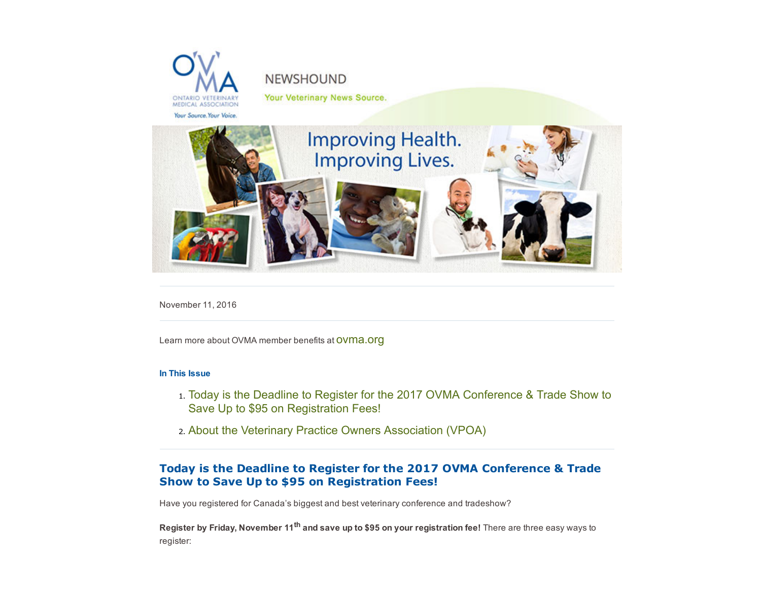NEWSHOUND

Your Veterinary News Source.

Improving Health. Improving Lives.

November 11, 2016

Learn more about OVMA member benefits at ovma.org

**In This Issue**

1. Today is the Deadline to Register for the 2017 OVMA Conference & Trade Show to Save Up to $95 on Registration Fees!
2. About the Veterinary Practice Owners Association (VPOA)

## Today is the Deadline to Register for the 2017 OVMA Conference & Trade Show to Save Up to $95 on Registration Fees!

Have you registered for Canada's biggest and best veterinary conference and tradeshow?

**Register by Friday, November 11th and save up to $95 on your registration fee!** There are three easy ways to register: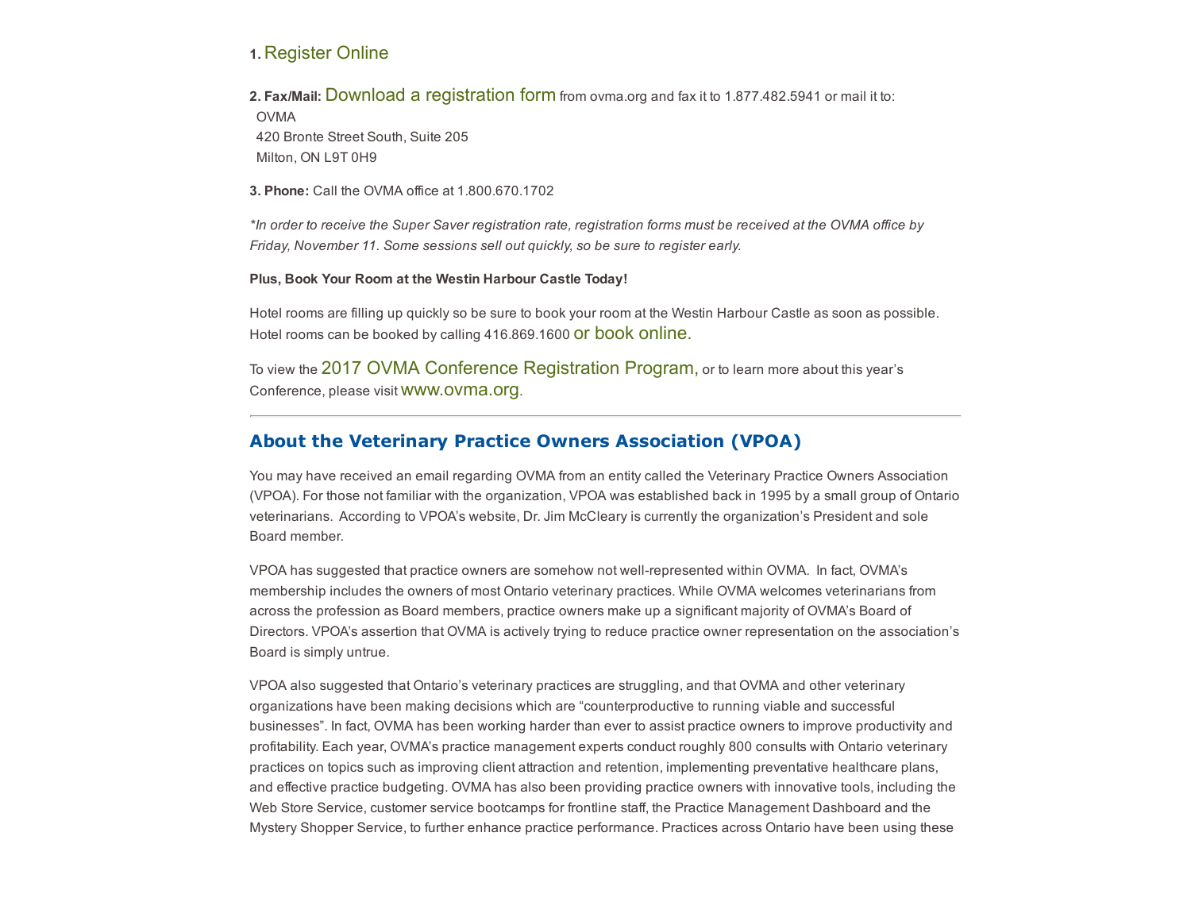1. Register Online

2. **Fax/Mail:** Download a registration form from ovma.org and fax it to 1.877.482.5941 or mail it to:
OVMA
420 Bronte Street South, Suite 205
Milton, ON L9T 0H9

3. **Phone:** Call the OVMA office at 1.800.670.1702

*\*In order to receive the Super Saver registration rate, registration forms must be received at the OVMA office by Friday, November 11. Some sessions sell out quickly, so be sure to register early.*

**Plus, Book Your Room at the Westin Harbour Castle Today!**

Hotel rooms are filling up quickly so be sure to book your room at the Westin Harbour Castle as soon as possible. Hotel rooms can be booked by calling 416.869.1600 or book online.

To view the 2017 OVMA Conference Registration Program, or to learn more about this year's Conference, please visit www.ovma.org.

---

## About the Veterinary Practice Owners Association (VPOA)

You may have received an email regarding OVMA from an entity called the Veterinary Practice Owners Association (VPOA). For those not familiar with the organization, VPOA was established back in 1995 by a small group of Ontario veterinarians. According to VPOA's website, Dr. Jim McCleary is currently the organization's President and sole Board member.

VPOA has suggested that practice owners are somehow not well-represented within OVMA. In fact, OVMA's membership includes the owners of most Ontario veterinary practices. While OVMA welcomes veterinarians from across the profession as Board members, practice owners make up a significant majority of OVMA's Board of Directors. VPOA's assertion that OVMA is actively trying to reduce practice owner representation on the association's Board is simply untrue.

VPOA also suggested that Ontario's veterinary practices are struggling, and that OVMA and other veterinary organizations have been making decisions which are "counterproductive to running viable and successful businesses". In fact, OVMA has been working harder than ever to assist practice owners to improve productivity and profitability. Each year, OVMA's practice management experts conduct roughly 800 consults with Ontario veterinary practices on topics such as improving client attraction and retention, implementing preventative healthcare plans, and effective practice budgeting. OVMA has also been providing practice owners with innovative tools, including the Web Store Service, customer service bootcamps for frontline staff, the Practice Management Dashboard and the Mystery Shopper Service, to further enhance practice performance. Practices across Ontario have been using these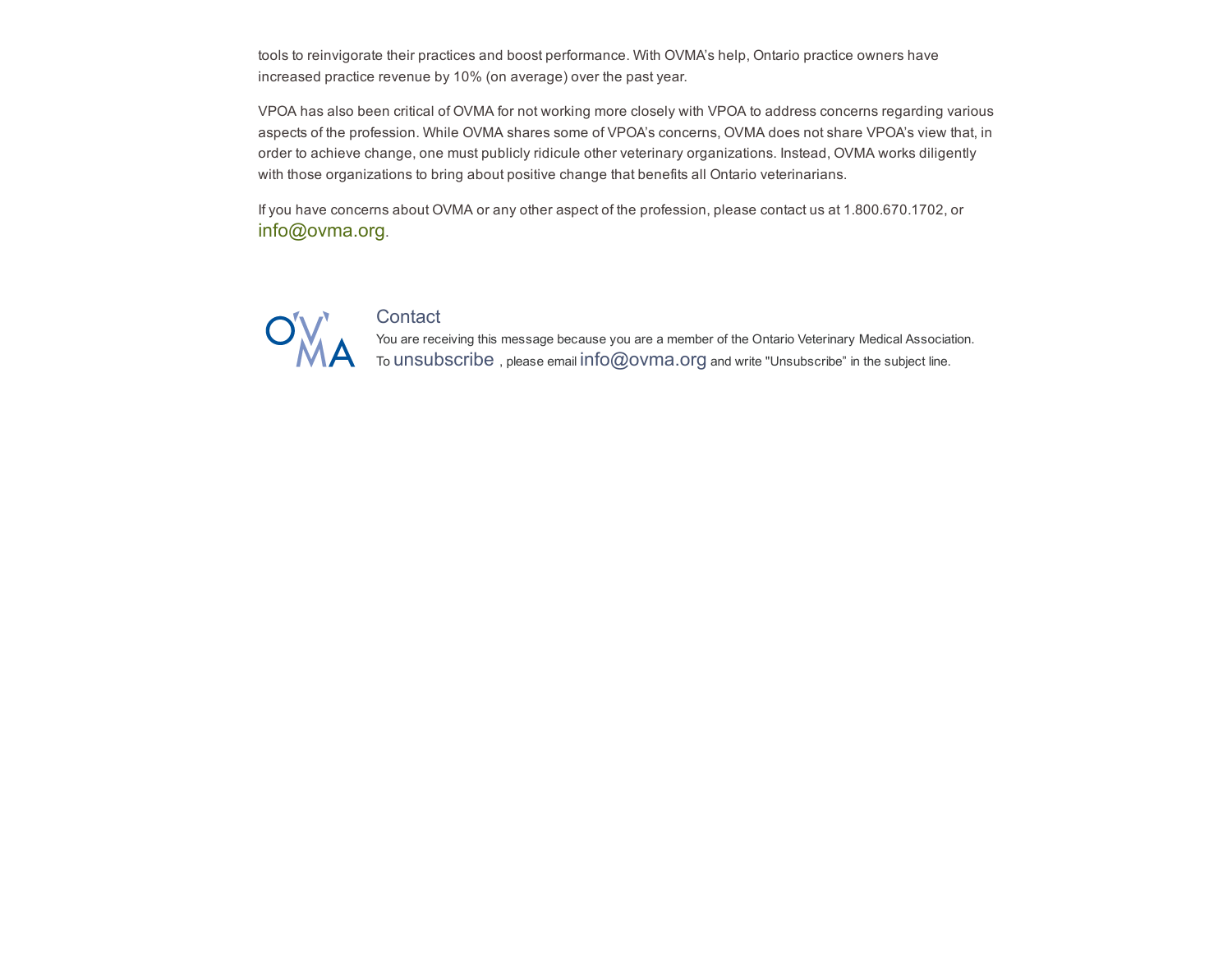tools to reinvigorate their practices and boost performance. With OVMA's help, Ontario practice owners have increased practice revenue by 10% (on average) over the past year.

VPOA has also been critical of OVMA for not working more closely with VPOA to address concerns regarding various aspects of the profession. While OVMA shares some of VPOA's concerns, OVMA does not share VPOA's view that, in order to achieve change, one must publicly ridicule other veterinary organizations. Instead, OVMA works diligently with those organizations to bring about positive change that benefits all Ontario veterinarians.

If you have concerns about OVMA or any other aspect of the profession, please contact us at 1.800.670.1702, or info@ovma.org.

OVMA

## Contact

You are receiving this message because you are a member of the Ontario Veterinary Medical Association. To unsubscribe , please email info@ovma.org and write "Unsubscribe" in the subject line.